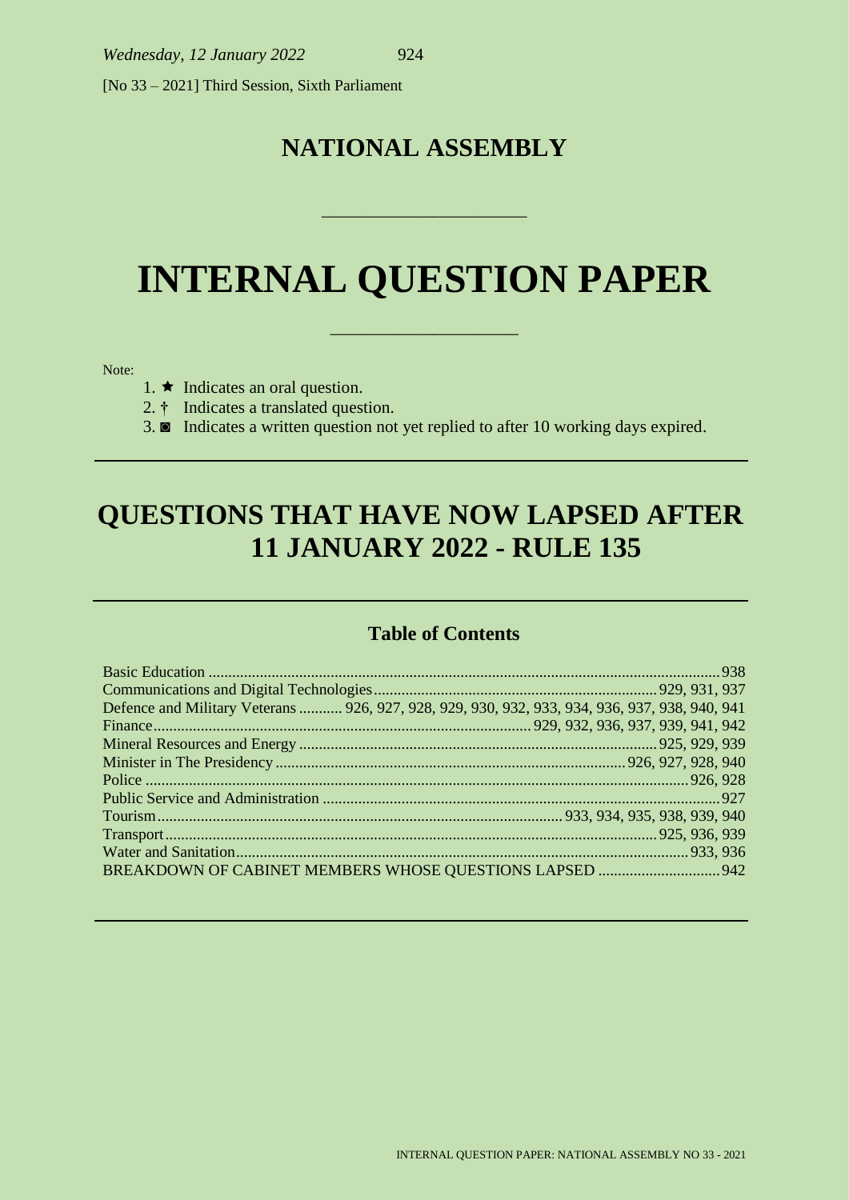*Wednesday, 12 January 2022*

[No 33 – 2021] Third Session, Sixth Parliament

# NATIONAL ASSEMBLY

# INTERNAL QUESTION PAPER

Note:

1. ★ Indicates an oral question.
2. † Indicates a translated question.
3. ◙ Indicates a written question not yet replied to after 10 working days expired.

## QUESTIONS THAT HAVE NOW LAPSED AFTER 11 JANUARY 2022 - RULE 135

### Table of Contents

| | |
|---|---|
| Basic Education | 938 |
| Communications and Digital Technologies | 929, 931, 937 |
| Defence and Military Veterans | 926, 927, 928, 929, 930, 932, 933, 934, 936, 937, 938, 940, 941 |
| Finance | 929, 932, 936, 937, 939, 941, 942 |
| Mineral Resources and Energy | 925, 929, 939 |
| Minister in The Presidency | 926, 927, 928, 940 |
| Police | 926, 928 |
| Public Service and Administration | 927 |
| Tourism | 933, 934, 935, 938, 939, 940 |
| Transport | 925, 936, 939 |
| Water and Sanitation | 933, 936 |
| BREAKDOWN OF CABINET MEMBERS WHOSE QUESTIONS LAPSED | 942 |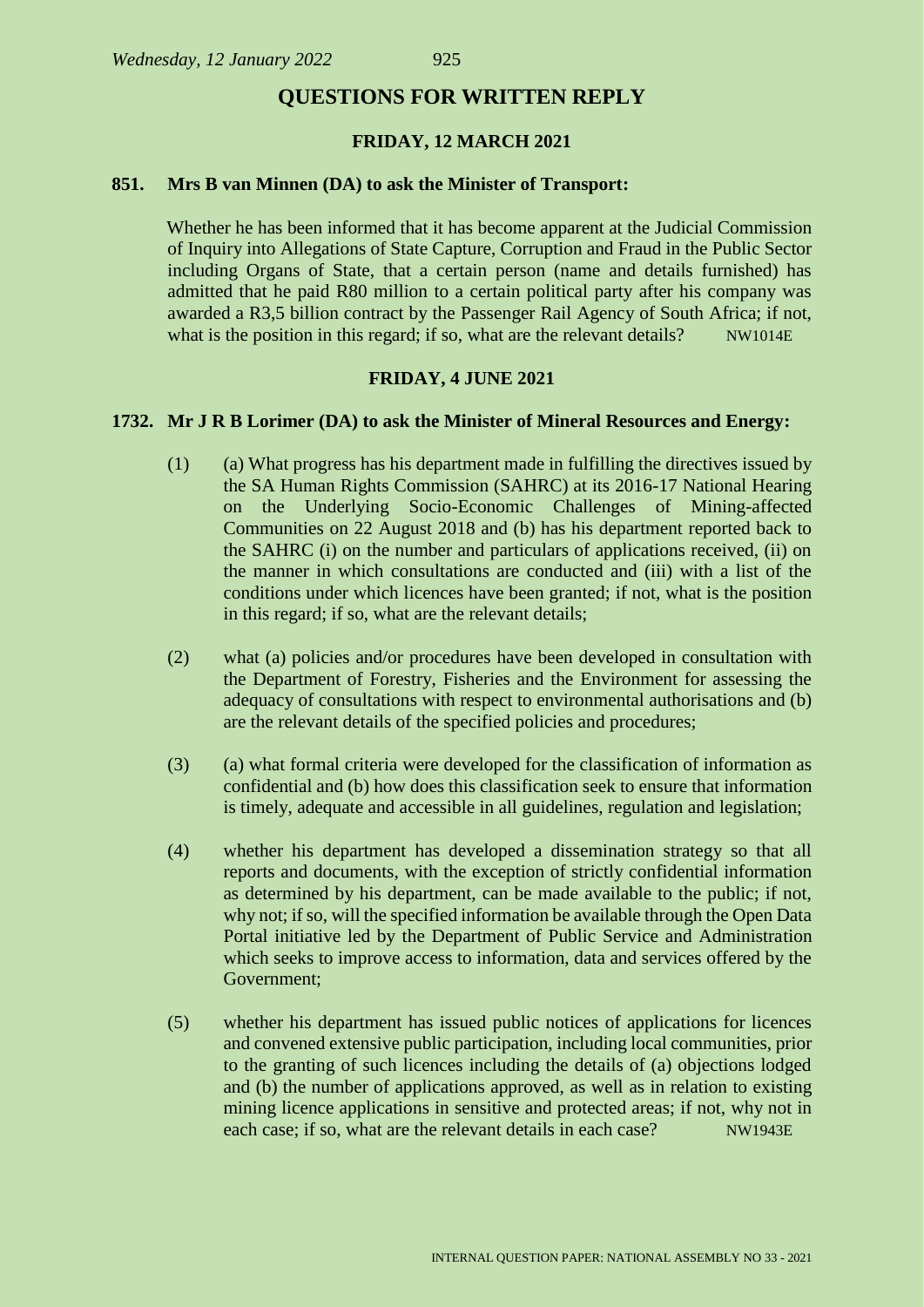## QUESTIONS FOR WRITTEN REPLY

### FRIDAY, 12 MARCH 2021

**851. Mrs B van Minnen (DA) to ask the Minister of Transport:**

Whether he has been informed that it has become apparent at the Judicial Commission of Inquiry into Allegations of State Capture, Corruption and Fraud in the Public Sector including Organs of State, that a certain person (name and details furnished) has admitted that he paid R80 million to a certain political party after his company was awarded a R3,5 billion contract by the Passenger Rail Agency of South Africa; if not, what is the position in this regard; if so, what are the relevant details? NW1014E

### FRIDAY, 4 JUNE 2021

**1732. Mr J R B Lorimer (DA) to ask the Minister of Mineral Resources and Energy:**

(1) (a) What progress has his department made in fulfilling the directives issued by the SA Human Rights Commission (SAHRC) at its 2016-17 National Hearing on the Underlying Socio-Economic Challenges of Mining-affected Communities on 22 August 2018 and (b) has his department reported back to the SAHRC (i) on the number and particulars of applications received, (ii) on the manner in which consultations are conducted and (iii) with a list of the conditions under which licences have been granted; if not, what is the position in this regard; if so, what are the relevant details;

(2) what (a) policies and/or procedures have been developed in consultation with the Department of Forestry, Fisheries and the Environment for assessing the adequacy of consultations with respect to environmental authorisations and (b) are the relevant details of the specified policies and procedures;

(3) (a) what formal criteria were developed for the classification of information as confidential and (b) how does this classification seek to ensure that information is timely, adequate and accessible in all guidelines, regulation and legislation;

(4) whether his department has developed a dissemination strategy so that all reports and documents, with the exception of strictly confidential information as determined by his department, can be made available to the public; if not, why not; if so, will the specified information be available through the Open Data Portal initiative led by the Department of Public Service and Administration which seeks to improve access to information, data and services offered by the Government;

(5) whether his department has issued public notices of applications for licences and convened extensive public participation, including local communities, prior to the granting of such licences including the details of (a) objections lodged and (b) the number of applications approved, as well as in relation to existing mining licence applications in sensitive and protected areas; if not, why not in each case; if so, what are the relevant details in each case? NW1943E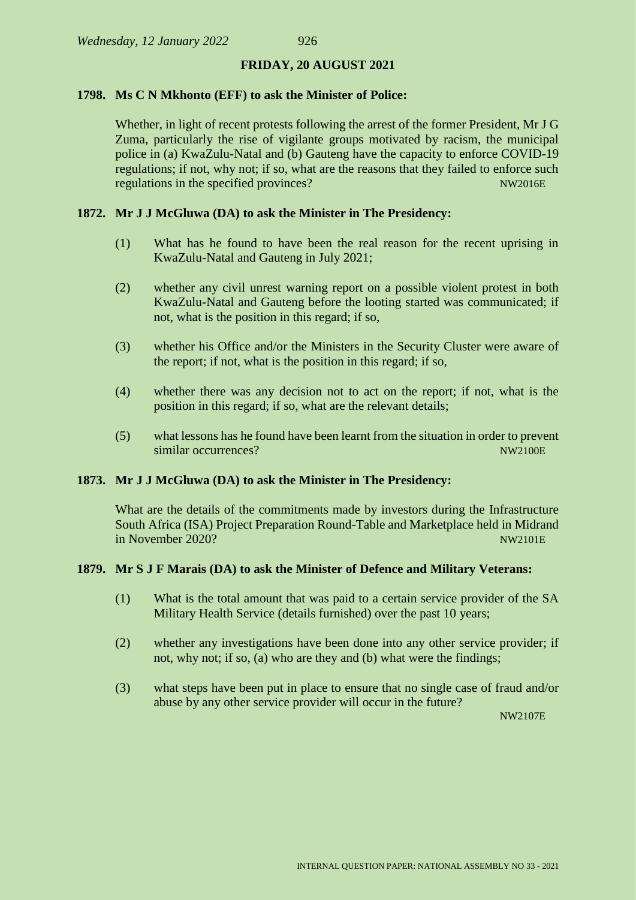**FRIDAY, 20 AUGUST 2021**

**1798. Ms C N Mkhonto (EFF) to ask the Minister of Police:**

Whether, in light of recent protests following the arrest of the former President, Mr J G Zuma, particularly the rise of vigilante groups motivated by racism, the municipal police in (a) KwaZulu-Natal and (b) Gauteng have the capacity to enforce COVID-19 regulations; if not, why not; if so, what are the reasons that they failed to enforce such regulations in the specified provinces? NW2016E

**1872. Mr J J McGluwa (DA) to ask the Minister in The Presidency:**

(1) What has he found to have been the real reason for the recent uprising in KwaZulu-Natal and Gauteng in July 2021;

(2) whether any civil unrest warning report on a possible violent protest in both KwaZulu-Natal and Gauteng before the looting started was communicated; if not, what is the position in this regard; if so,

(3) whether his Office and/or the Ministers in the Security Cluster were aware of the report; if not, what is the position in this regard; if so,

(4) whether there was any decision not to act on the report; if not, what is the position in this regard; if so, what are the relevant details;

(5) what lessons has he found have been learnt from the situation in order to prevent similar occurrences? NW2100E

**1873. Mr J J McGluwa (DA) to ask the Minister in The Presidency:**

What are the details of the commitments made by investors during the Infrastructure South Africa (ISA) Project Preparation Round-Table and Marketplace held in Midrand in November 2020? NW2101E

**1879. Mr S J F Marais (DA) to ask the Minister of Defence and Military Veterans:**

(1) What is the total amount that was paid to a certain service provider of the SA Military Health Service (details furnished) over the past 10 years;

(2) whether any investigations have been done into any other service provider; if not, why not; if so, (a) who are they and (b) what were the findings;

(3) what steps have been put in place to ensure that no single case of fraud and/or abuse by any other service provider will occur in the future? NW2107E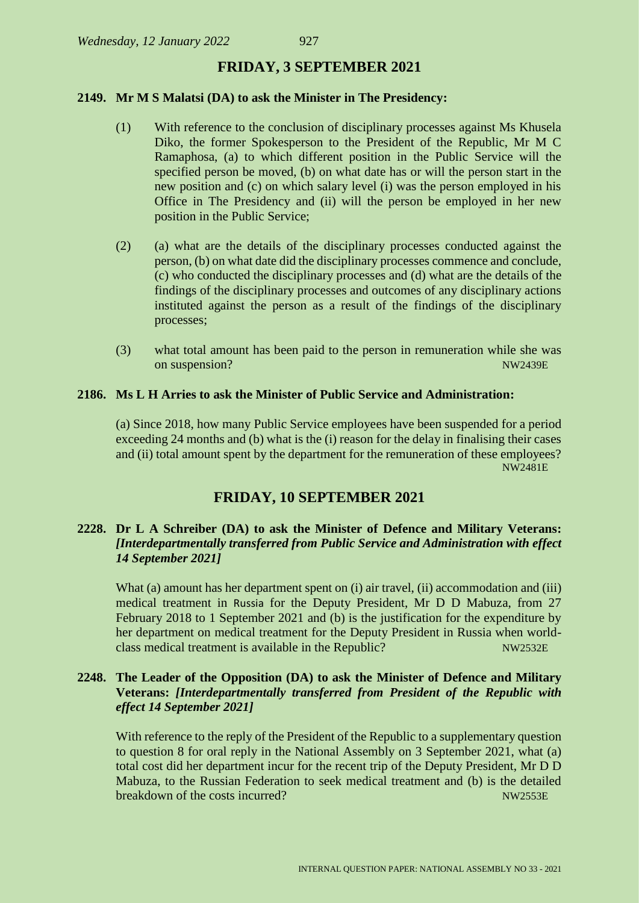## FRIDAY, 3 SEPTEMBER 2021

**2149. Mr M S Malatsi (DA) to ask the Minister in The Presidency:**

(1) With reference to the conclusion of disciplinary processes against Ms Khusela Diko, the former Spokesperson to the President of the Republic, Mr M C Ramaphosa, (a) to which different position in the Public Service will the specified person be moved, (b) on what date has or will the person start in the new position and (c) on which salary level (i) was the person employed in his Office in The Presidency and (ii) will the person be employed in her new position in the Public Service;

(2) (a) what are the details of the disciplinary processes conducted against the person, (b) on what date did the disciplinary processes commence and conclude, (c) who conducted the disciplinary processes and (d) what are the details of the findings of the disciplinary processes and outcomes of any disciplinary actions instituted against the person as a result of the findings of the disciplinary processes;

(3) what total amount has been paid to the person in remuneration while she was on suspension? NW2439E

**2186. Ms L H Arries to ask the Minister of Public Service and Administration:**

(a) Since 2018, how many Public Service employees have been suspended for a period exceeding 24 months and (b) what is the (i) reason for the delay in finalising their cases and (ii) total amount spent by the department for the remuneration of these employees? NW2481E

## FRIDAY, 10 SEPTEMBER 2021

**2228. Dr L A Schreiber (DA) to ask the Minister of Defence and Military Veterans:** ***[Interdepartmentally transferred from Public Service and Administration with effect 14 September 2021]***

What (a) amount has her department spent on (i) air travel, (ii) accommodation and (iii) medical treatment in Russia for the Deputy President, Mr D D Mabuza, from 27 February 2018 to 1 September 2021 and (b) is the justification for the expenditure by her department on medical treatment for the Deputy President in Russia when world-class medical treatment is available in the Republic? NW2532E

**2248. The Leader of the Opposition (DA) to ask the Minister of Defence and Military Veterans:** ***[Interdepartmentally transferred from President of the Republic with effect 14 September 2021]***

With reference to the reply of the President of the Republic to a supplementary question to question 8 for oral reply in the National Assembly on 3 September 2021, what (a) total cost did her department incur for the recent trip of the Deputy President, Mr D D Mabuza, to the Russian Federation to seek medical treatment and (b) is the detailed breakdown of the costs incurred? NW2553E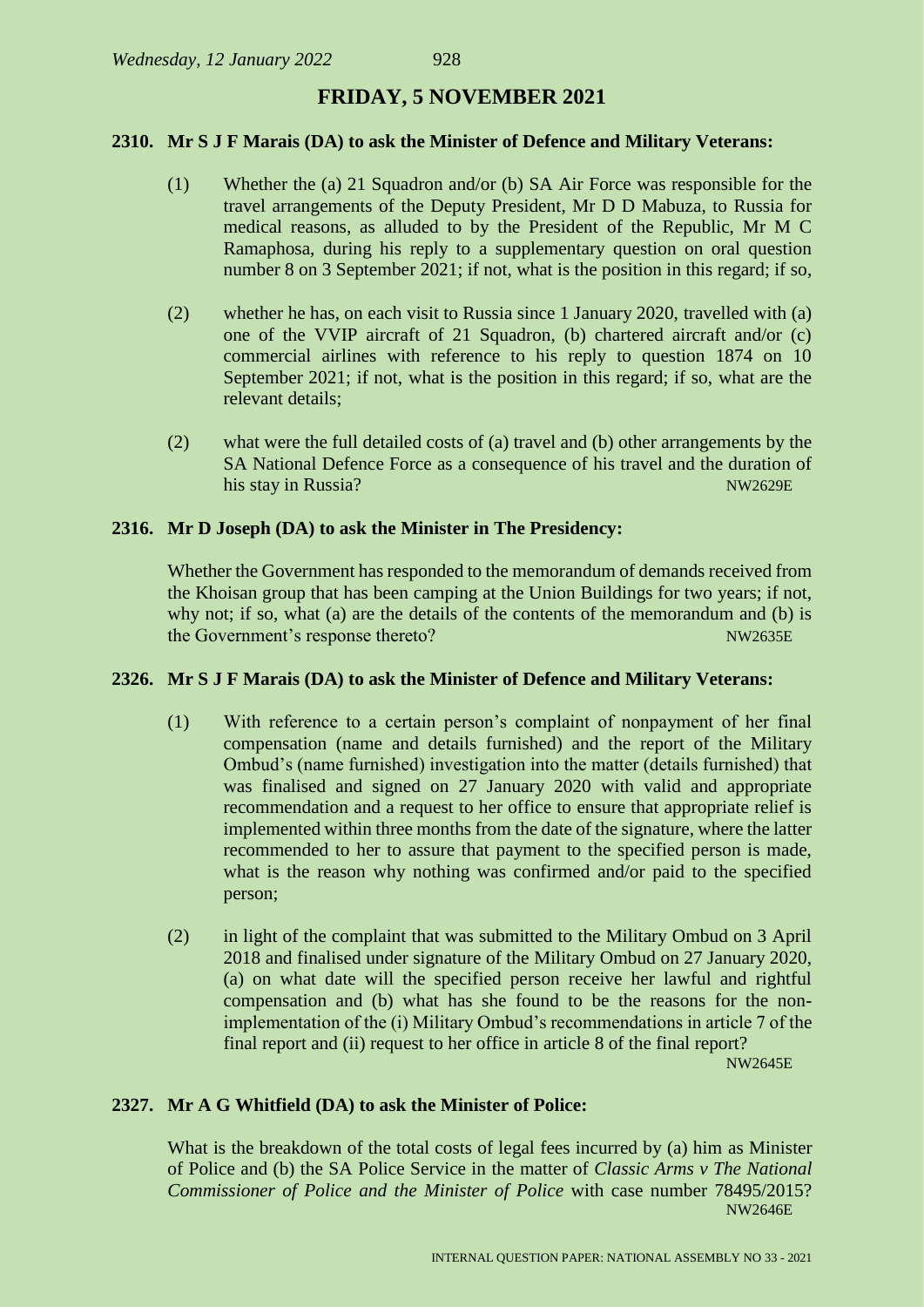## FRIDAY, 5 NOVEMBER 2021

**2310. Mr S J F Marais (DA) to ask the Minister of Defence and Military Veterans:**

(1) Whether the (a) 21 Squadron and/or (b) SA Air Force was responsible for the travel arrangements of the Deputy President, Mr D D Mabuza, to Russia for medical reasons, as alluded to by the President of the Republic, Mr M C Ramaphosa, during his reply to a supplementary question on oral question number 8 on 3 September 2021; if not, what is the position in this regard; if so,

(2) whether he has, on each visit to Russia since 1 January 2020, travelled with (a) one of the VVIP aircraft of 21 Squadron, (b) chartered aircraft and/or (c) commercial airlines with reference to his reply to question 1874 on 10 September 2021; if not, what is the position in this regard; if so, what are the relevant details;

(2) what were the full detailed costs of (a) travel and (b) other arrangements by the SA National Defence Force as a consequence of his travel and the duration of his stay in Russia? NW2629E

**2316. Mr D Joseph (DA) to ask the Minister in The Presidency:**

Whether the Government has responded to the memorandum of demands received from the Khoisan group that has been camping at the Union Buildings for two years; if not, why not; if so, what (a) are the details of the contents of the memorandum and (b) is the Government's response thereto? NW2635E

**2326. Mr S J F Marais (DA) to ask the Minister of Defence and Military Veterans:**

(1) With reference to a certain person's complaint of nonpayment of her final compensation (name and details furnished) and the report of the Military Ombud's (name furnished) investigation into the matter (details furnished) that was finalised and signed on 27 January 2020 with valid and appropriate recommendation and a request to her office to ensure that appropriate relief is implemented within three months from the date of the signature, where the latter recommended to her to assure that payment to the specified person is made, what is the reason why nothing was confirmed and/or paid to the specified person;

(2) in light of the complaint that was submitted to the Military Ombud on 3 April 2018 and finalised under signature of the Military Ombud on 27 January 2020, (a) on what date will the specified person receive her lawful and rightful compensation and (b) what has she found to be the reasons for the non-implementation of the (i) Military Ombud's recommendations in article 7 of the final report and (ii) request to her office in article 8 of the final report? NW2645E

**2327. Mr A G Whitfield (DA) to ask the Minister of Police:**

What is the breakdown of the total costs of legal fees incurred by (a) him as Minister of Police and (b) the SA Police Service in the matter of *Classic Arms v The National Commissioner of Police and the Minister of Police* with case number 78495/2015? NW2646E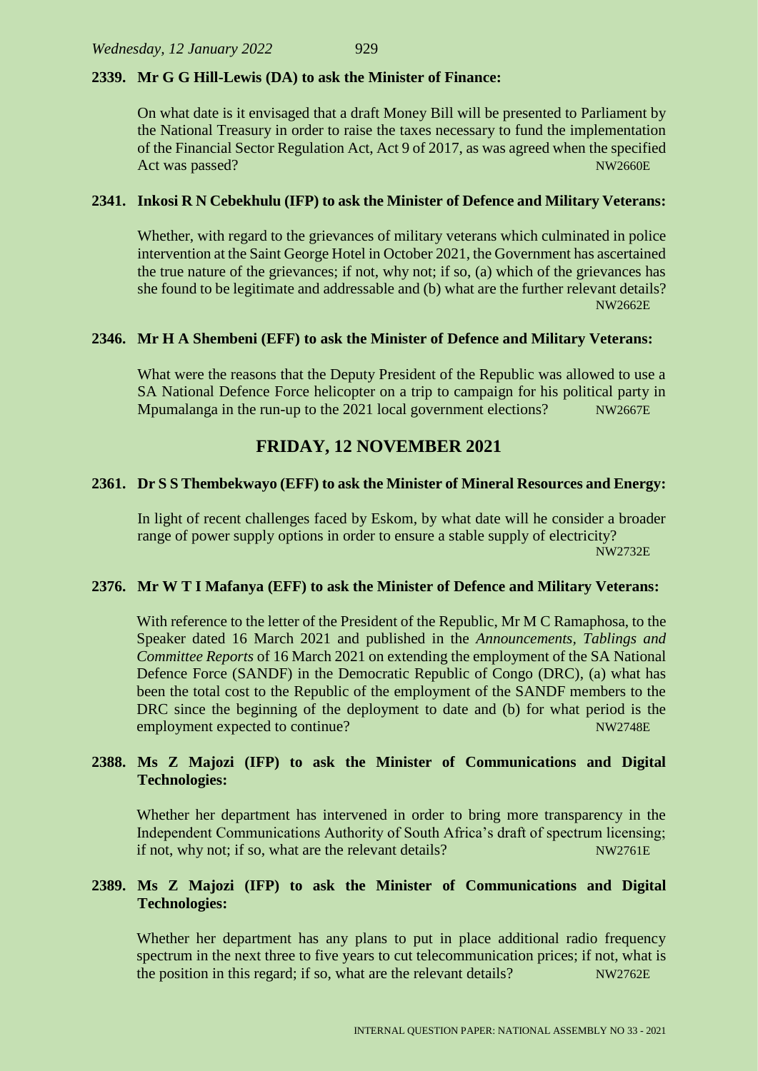**2339. Mr G G Hill-Lewis (DA) to ask the Minister of Finance:**

On what date is it envisaged that a draft Money Bill will be presented to Parliament by the National Treasury in order to raise the taxes necessary to fund the implementation of the Financial Sector Regulation Act, Act 9 of 2017, as was agreed when the specified Act was passed? NW2660E

**2341. Inkosi R N Cebekhulu (IFP) to ask the Minister of Defence and Military Veterans:**

Whether, with regard to the grievances of military veterans which culminated in police intervention at the Saint George Hotel in October 2021, the Government has ascertained the true nature of the grievances; if not, why not; if so, (a) which of the grievances has she found to be legitimate and addressable and (b) what are the further relevant details? NW2662E

**2346. Mr H A Shembeni (EFF) to ask the Minister of Defence and Military Veterans:**

What were the reasons that the Deputy President of the Republic was allowed to use a SA National Defence Force helicopter on a trip to campaign for his political party in Mpumalanga in the run-up to the 2021 local government elections? NW2667E

## FRIDAY, 12 NOVEMBER 2021

**2361. Dr S S Thembekwayo (EFF) to ask the Minister of Mineral Resources and Energy:**

In light of recent challenges faced by Eskom, by what date will he consider a broader range of power supply options in order to ensure a stable supply of electricity? NW2732E

**2376. Mr W T I Mafanya (EFF) to ask the Minister of Defence and Military Veterans:**

With reference to the letter of the President of the Republic, Mr M C Ramaphosa, to the Speaker dated 16 March 2021 and published in the *Announcements, Tablings and Committee Reports* of 16 March 2021 on extending the employment of the SA National Defence Force (SANDF) in the Democratic Republic of Congo (DRC), (a) what has been the total cost to the Republic of the employment of the SANDF members to the DRC since the beginning of the deployment to date and (b) for what period is the employment expected to continue? NW2748E

**2388. Ms Z Majozi (IFP) to ask the Minister of Communications and Digital Technologies:**

Whether her department has intervened in order to bring more transparency in the Independent Communications Authority of South Africa's draft of spectrum licensing; if not, why not; if so, what are the relevant details? NW2761E

**2389. Ms Z Majozi (IFP) to ask the Minister of Communications and Digital Technologies:**

Whether her department has any plans to put in place additional radio frequency spectrum in the next three to five years to cut telecommunication prices; if not, what is the position in this regard; if so, what are the relevant details? NW2762E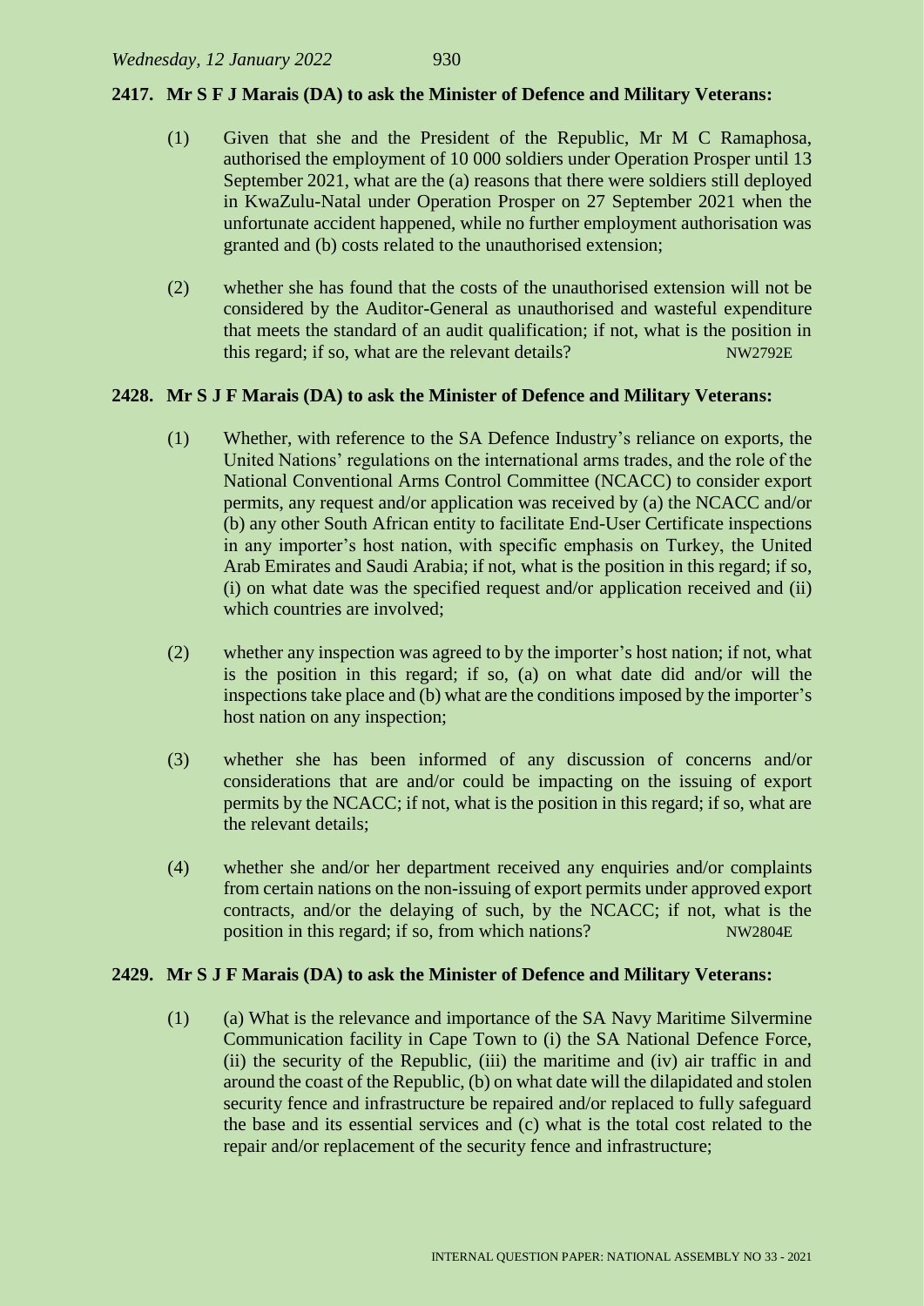**2417. Mr S F J Marais (DA) to ask the Minister of Defence and Military Veterans:**

(1) Given that she and the President of the Republic, Mr M C Ramaphosa, authorised the employment of 10 000 soldiers under Operation Prosper until 13 September 2021, what are the (a) reasons that there were soldiers still deployed in KwaZulu-Natal under Operation Prosper on 27 September 2021 when the unfortunate accident happened, while no further employment authorisation was granted and (b) costs related to the unauthorised extension;

(2) whether she has found that the costs of the unauthorised extension will not be considered by the Auditor-General as unauthorised and wasteful expenditure that meets the standard of an audit qualification; if not, what is the position in this regard; if so, what are the relevant details? NW2792E

**2428. Mr S J F Marais (DA) to ask the Minister of Defence and Military Veterans:**

(1) Whether, with reference to the SA Defence Industry's reliance on exports, the United Nations' regulations on the international arms trades, and the role of the National Conventional Arms Control Committee (NCACC) to consider export permits, any request and/or application was received by (a) the NCACC and/or (b) any other South African entity to facilitate End-User Certificate inspections in any importer's host nation, with specific emphasis on Turkey, the United Arab Emirates and Saudi Arabia; if not, what is the position in this regard; if so, (i) on what date was the specified request and/or application received and (ii) which countries are involved;

(2) whether any inspection was agreed to by the importer's host nation; if not, what is the position in this regard; if so, (a) on what date did and/or will the inspections take place and (b) what are the conditions imposed by the importer's host nation on any inspection;

(3) whether she has been informed of any discussion of concerns and/or considerations that are and/or could be impacting on the issuing of export permits by the NCACC; if not, what is the position in this regard; if so, what are the relevant details;

(4) whether she and/or her department received any enquiries and/or complaints from certain nations on the non-issuing of export permits under approved export contracts, and/or the delaying of such, by the NCACC; if not, what is the position in this regard; if so, from which nations? NW2804E

**2429. Mr S J F Marais (DA) to ask the Minister of Defence and Military Veterans:**

(1) (a) What is the relevance and importance of the SA Navy Maritime Silvermine Communication facility in Cape Town to (i) the SA National Defence Force, (ii) the security of the Republic, (iii) the maritime and (iv) air traffic in and around the coast of the Republic, (b) on what date will the dilapidated and stolen security fence and infrastructure be repaired and/or replaced to fully safeguard the base and its essential services and (c) what is the total cost related to the repair and/or replacement of the security fence and infrastructure;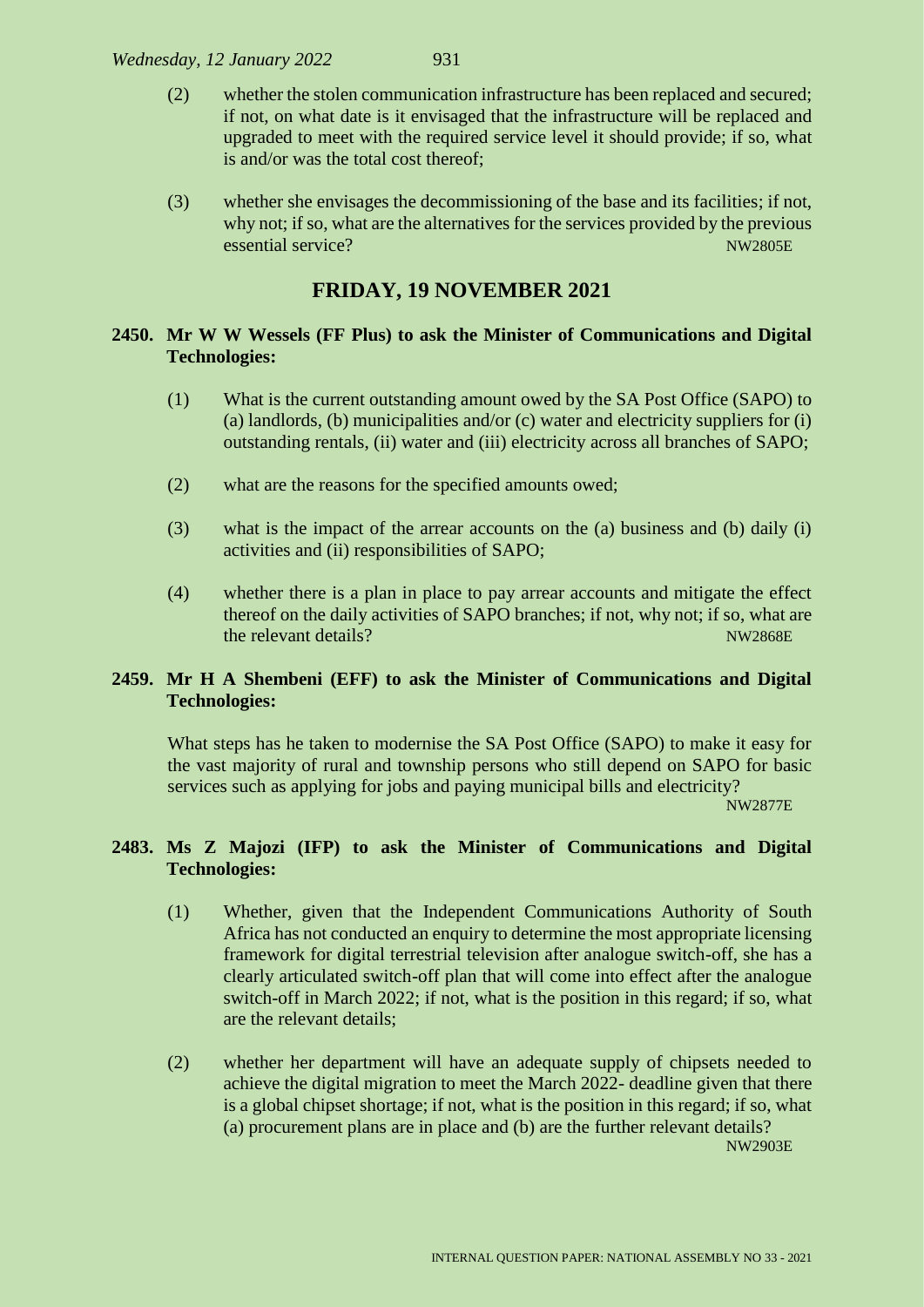(2) whether the stolen communication infrastructure has been replaced and secured; if not, on what date is it envisaged that the infrastructure will be replaced and upgraded to meet with the required service level it should provide; if so, what is and/or was the total cost thereof;

(3) whether she envisages the decommissioning of the base and its facilities; if not, why not; if so, what are the alternatives for the services provided by the previous essential service? NW2805E

## FRIDAY, 19 NOVEMBER 2021

**2450. Mr W W Wessels (FF Plus) to ask the Minister of Communications and Digital Technologies:**

(1) What is the current outstanding amount owed by the SA Post Office (SAPO) to (a) landlords, (b) municipalities and/or (c) water and electricity suppliers for (i) outstanding rentals, (ii) water and (iii) electricity across all branches of SAPO;

(2) what are the reasons for the specified amounts owed;

(3) what is the impact of the arrear accounts on the (a) business and (b) daily (i) activities and (ii) responsibilities of SAPO;

(4) whether there is a plan in place to pay arrear accounts and mitigate the effect thereof on the daily activities of SAPO branches; if not, why not; if so, what are the relevant details? NW2868E

**2459. Mr H A Shembeni (EFF) to ask the Minister of Communications and Digital Technologies:**

What steps has he taken to modernise the SA Post Office (SAPO) to make it easy for the vast majority of rural and township persons who still depend on SAPO for basic services such as applying for jobs and paying municipal bills and electricity? NW2877E

**2483. Ms Z Majozi (IFP) to ask the Minister of Communications and Digital Technologies:**

(1) Whether, given that the Independent Communications Authority of South Africa has not conducted an enquiry to determine the most appropriate licensing framework for digital terrestrial television after analogue switch-off, she has a clearly articulated switch-off plan that will come into effect after the analogue switch-off in March 2022; if not, what is the position in this regard; if so, what are the relevant details;

(2) whether her department will have an adequate supply of chipsets needed to achieve the digital migration to meet the March 2022- deadline given that there is a global chipset shortage; if not, what is the position in this regard; if so, what (a) procurement plans are in place and (b) are the further relevant details? NW2903E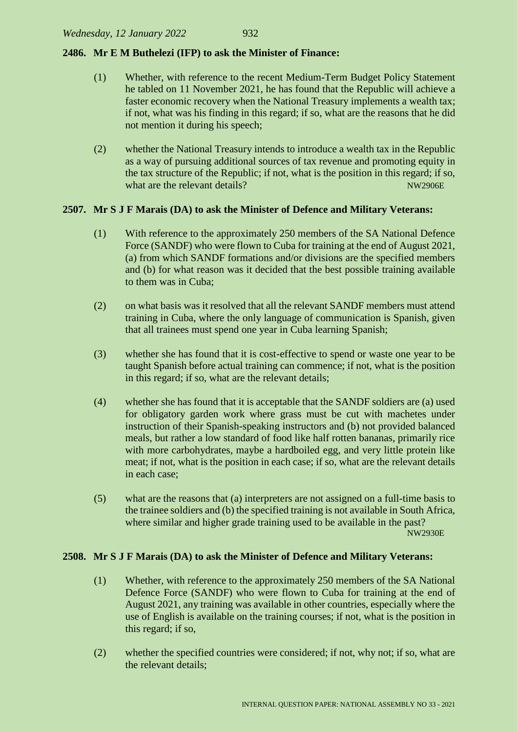**2486. Mr E M Buthelezi (IFP) to ask the Minister of Finance:**

(1) Whether, with reference to the recent Medium-Term Budget Policy Statement he tabled on 11 November 2021, he has found that the Republic will achieve a faster economic recovery when the National Treasury implements a wealth tax; if not, what was his finding in this regard; if so, what are the reasons that he did not mention it during his speech;

(2) whether the National Treasury intends to introduce a wealth tax in the Republic as a way of pursuing additional sources of tax revenue and promoting equity in the tax structure of the Republic; if not, what is the position in this regard; if so, what are the relevant details? NW2906E

**2507. Mr S J F Marais (DA) to ask the Minister of Defence and Military Veterans:**

(1) With reference to the approximately 250 members of the SA National Defence Force (SANDF) who were flown to Cuba for training at the end of August 2021, (a) from which SANDF formations and/or divisions are the specified members and (b) for what reason was it decided that the best possible training available to them was in Cuba;

(2) on what basis was it resolved that all the relevant SANDF members must attend training in Cuba, where the only language of communication is Spanish, given that all trainees must spend one year in Cuba learning Spanish;

(3) whether she has found that it is cost-effective to spend or waste one year to be taught Spanish before actual training can commence; if not, what is the position in this regard; if so, what are the relevant details;

(4) whether she has found that it is acceptable that the SANDF soldiers are (a) used for obligatory garden work where grass must be cut with machetes under instruction of their Spanish-speaking instructors and (b) not provided balanced meals, but rather a low standard of food like half rotten bananas, primarily rice with more carbohydrates, maybe a hardboiled egg, and very little protein like meat; if not, what is the position in each case; if so, what are the relevant details in each case;

(5) what are the reasons that (a) interpreters are not assigned on a full-time basis to the trainee soldiers and (b) the specified training is not available in South Africa, where similar and higher grade training used to be available in the past? NW2930E

**2508. Mr S J F Marais (DA) to ask the Minister of Defence and Military Veterans:**

(1) Whether, with reference to the approximately 250 members of the SA National Defence Force (SANDF) who were flown to Cuba for training at the end of August 2021, any training was available in other countries, especially where the use of English is available on the training courses; if not, what is the position in this regard; if so,

(2) whether the specified countries were considered; if not, why not; if so, what are the relevant details;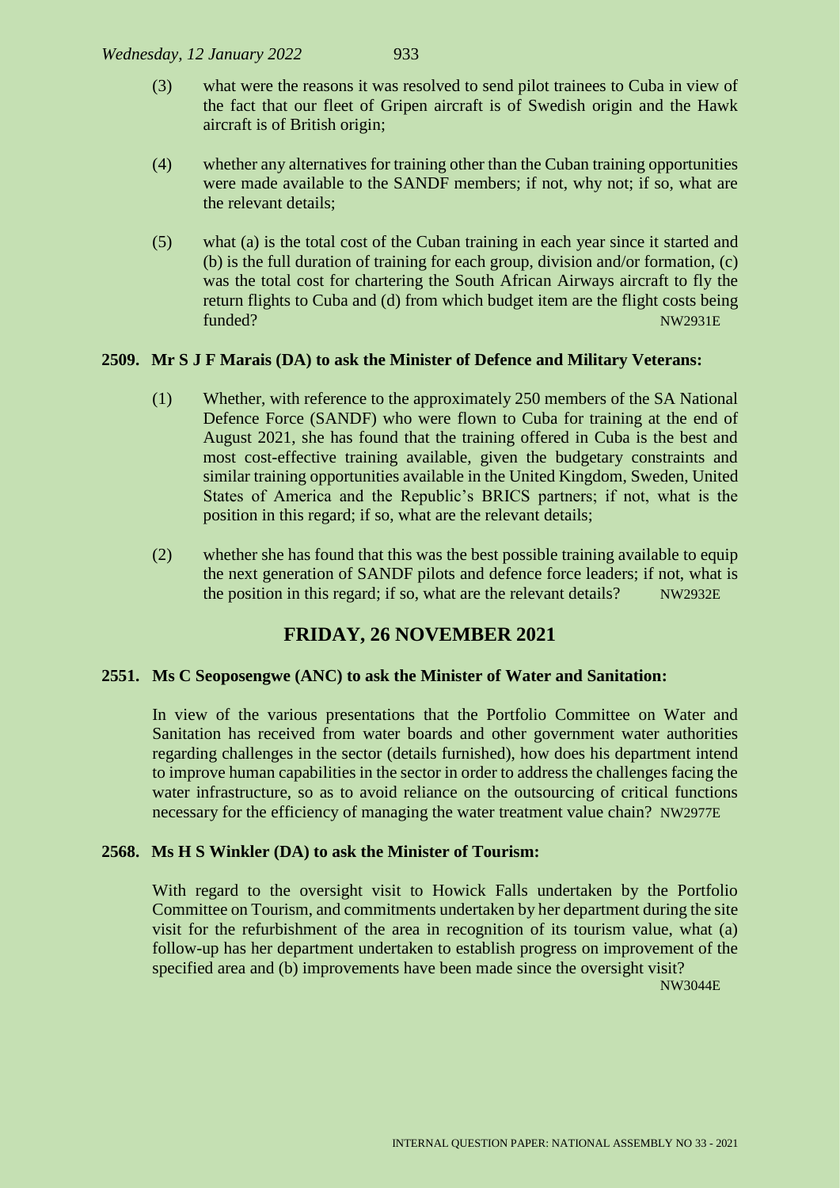(3) what were the reasons it was resolved to send pilot trainees to Cuba in view of the fact that our fleet of Gripen aircraft is of Swedish origin and the Hawk aircraft is of British origin;

(4) whether any alternatives for training other than the Cuban training opportunities were made available to the SANDF members; if not, why not; if so, what are the relevant details;

(5) what (a) is the total cost of the Cuban training in each year since it started and (b) is the full duration of training for each group, division and/or formation, (c) was the total cost for chartering the South African Airways aircraft to fly the return flights to Cuba and (d) from which budget item are the flight costs being funded? NW2931E

**2509. Mr S J F Marais (DA) to ask the Minister of Defence and Military Veterans:**

(1) Whether, with reference to the approximately 250 members of the SA National Defence Force (SANDF) who were flown to Cuba for training at the end of August 2021, she has found that the training offered in Cuba is the best and most cost-effective training available, given the budgetary constraints and similar training opportunities available in the United Kingdom, Sweden, United States of America and the Republic's BRICS partners; if not, what is the position in this regard; if so, what are the relevant details;

(2) whether she has found that this was the best possible training available to equip the next generation of SANDF pilots and defence force leaders; if not, what is the position in this regard; if so, what are the relevant details? NW2932E

## FRIDAY, 26 NOVEMBER 2021

**2551. Ms C Seoposengwe (ANC) to ask the Minister of Water and Sanitation:**

In view of the various presentations that the Portfolio Committee on Water and Sanitation has received from water boards and other government water authorities regarding challenges in the sector (details furnished), how does his department intend to improve human capabilities in the sector in order to address the challenges facing the water infrastructure, so as to avoid reliance on the outsourcing of critical functions necessary for the efficiency of managing the water treatment value chain? NW2977E

**2568. Ms H S Winkler (DA) to ask the Minister of Tourism:**

With regard to the oversight visit to Howick Falls undertaken by the Portfolio Committee on Tourism, and commitments undertaken by her department during the site visit for the refurbishment of the area in recognition of its tourism value, what (a) follow-up has her department undertaken to establish progress on improvement of the specified area and (b) improvements have been made since the oversight visit? NW3044E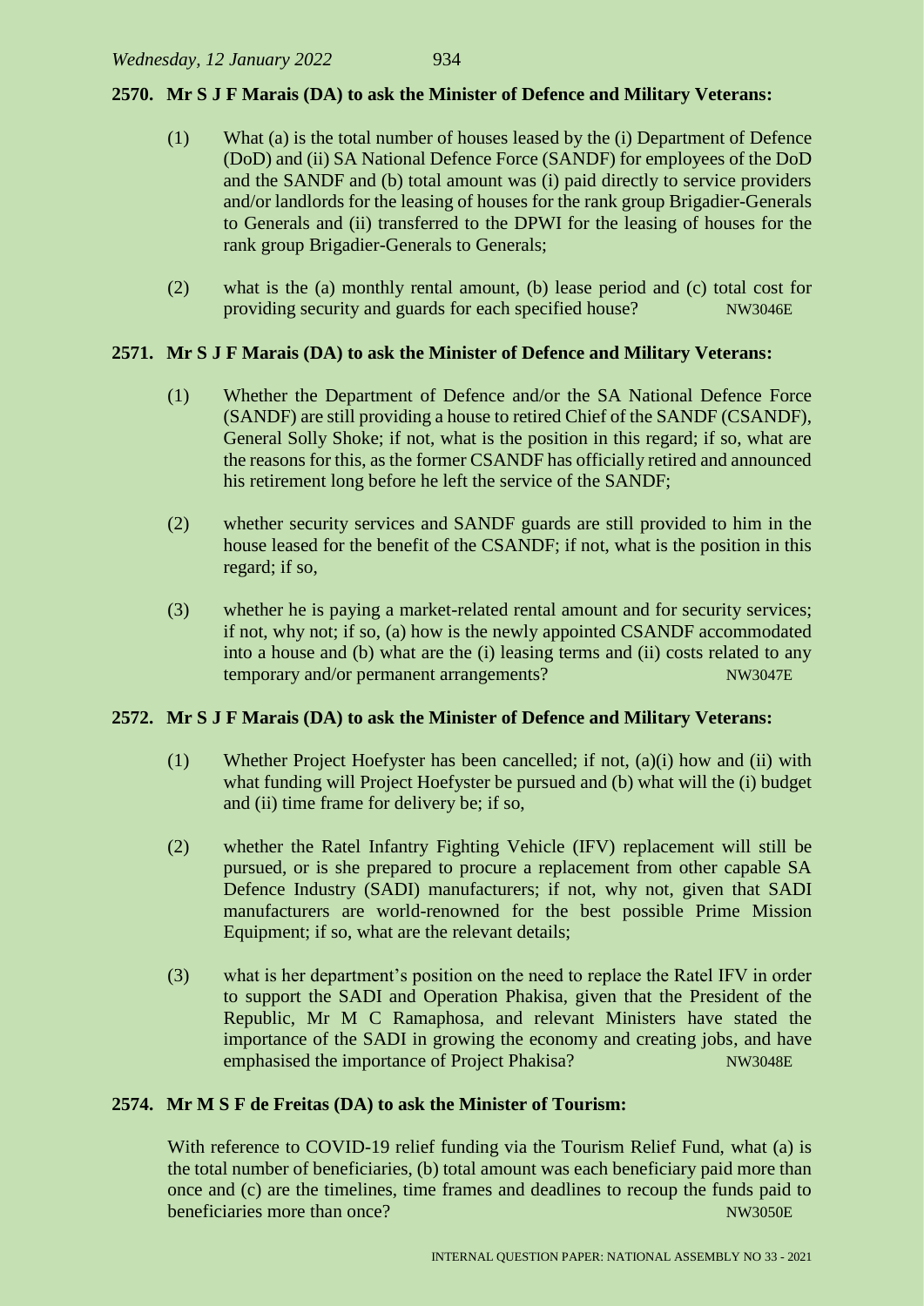**2570. Mr S J F Marais (DA) to ask the Minister of Defence and Military Veterans:**

(1) What (a) is the total number of houses leased by the (i) Department of Defence (DoD) and (ii) SA National Defence Force (SANDF) for employees of the DoD and the SANDF and (b) total amount was (i) paid directly to service providers and/or landlords for the leasing of houses for the rank group Brigadier-Generals to Generals and (ii) transferred to the DPWI for the leasing of houses for the rank group Brigadier-Generals to Generals;

(2) what is the (a) monthly rental amount, (b) lease period and (c) total cost for providing security and guards for each specified house? NW3046E

**2571. Mr S J F Marais (DA) to ask the Minister of Defence and Military Veterans:**

(1) Whether the Department of Defence and/or the SA National Defence Force (SANDF) are still providing a house to retired Chief of the SANDF (CSANDF), General Solly Shoke; if not, what is the position in this regard; if so, what are the reasons for this, as the former CSANDF has officially retired and announced his retirement long before he left the service of the SANDF;

(2) whether security services and SANDF guards are still provided to him in the house leased for the benefit of the CSANDF; if not, what is the position in this regard; if so,

(3) whether he is paying a market-related rental amount and for security services; if not, why not; if so, (a) how is the newly appointed CSANDF accommodated into a house and (b) what are the (i) leasing terms and (ii) costs related to any temporary and/or permanent arrangements? NW3047E

**2572. Mr S J F Marais (DA) to ask the Minister of Defence and Military Veterans:**

(1) Whether Project Hoefyster has been cancelled; if not, (a)(i) how and (ii) with what funding will Project Hoefyster be pursued and (b) what will the (i) budget and (ii) time frame for delivery be; if so,

(2) whether the Ratel Infantry Fighting Vehicle (IFV) replacement will still be pursued, or is she prepared to procure a replacement from other capable SA Defence Industry (SADI) manufacturers; if not, why not, given that SADI manufacturers are world-renowned for the best possible Prime Mission Equipment; if so, what are the relevant details;

(3) what is her department's position on the need to replace the Ratel IFV in order to support the SADI and Operation Phakisa, given that the President of the Republic, Mr M C Ramaphosa, and relevant Ministers have stated the importance of the SADI in growing the economy and creating jobs, and have emphasised the importance of Project Phakisa? NW3048E

**2574. Mr M S F de Freitas (DA) to ask the Minister of Tourism:**

With reference to COVID-19 relief funding via the Tourism Relief Fund, what (a) is the total number of beneficiaries, (b) total amount was each beneficiary paid more than once and (c) are the timelines, time frames and deadlines to recoup the funds paid to beneficiaries more than once? NW3050E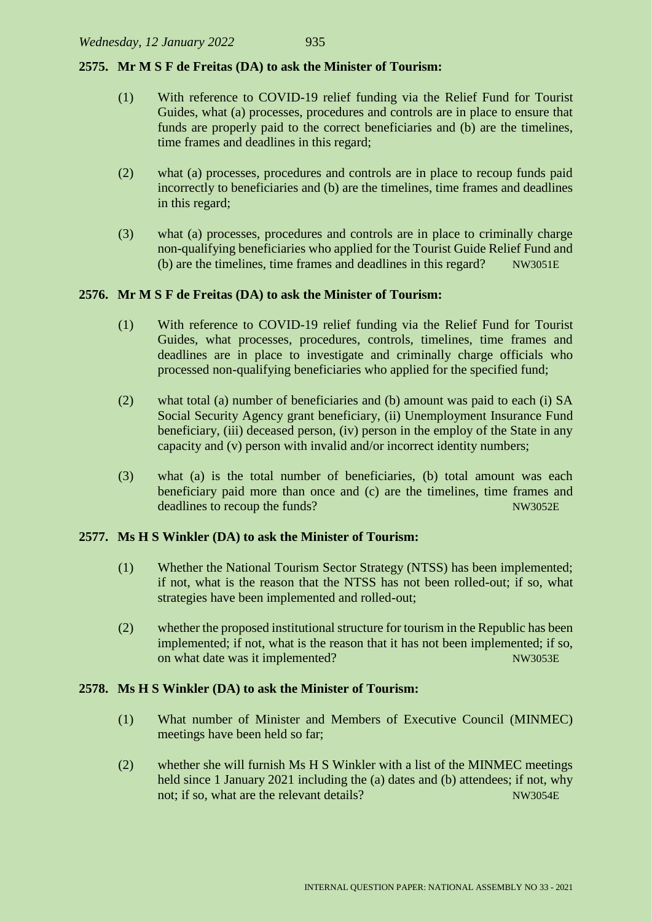**2575. Mr M S F de Freitas (DA) to ask the Minister of Tourism:**

(1) With reference to COVID-19 relief funding via the Relief Fund for Tourist Guides, what (a) processes, procedures and controls are in place to ensure that funds are properly paid to the correct beneficiaries and (b) are the timelines, time frames and deadlines in this regard;

(2) what (a) processes, procedures and controls are in place to recoup funds paid incorrectly to beneficiaries and (b) are the timelines, time frames and deadlines in this regard;

(3) what (a) processes, procedures and controls are in place to criminally charge non-qualifying beneficiaries who applied for the Tourist Guide Relief Fund and (b) are the timelines, time frames and deadlines in this regard? NW3051E

**2576. Mr M S F de Freitas (DA) to ask the Minister of Tourism:**

(1) With reference to COVID-19 relief funding via the Relief Fund for Tourist Guides, what processes, procedures, controls, timelines, time frames and deadlines are in place to investigate and criminally charge officials who processed non-qualifying beneficiaries who applied for the specified fund;

(2) what total (a) number of beneficiaries and (b) amount was paid to each (i) SA Social Security Agency grant beneficiary, (ii) Unemployment Insurance Fund beneficiary, (iii) deceased person, (iv) person in the employ of the State in any capacity and (v) person with invalid and/or incorrect identity numbers;

(3) what (a) is the total number of beneficiaries, (b) total amount was each beneficiary paid more than once and (c) are the timelines, time frames and deadlines to recoup the funds? NW3052E

**2577. Ms H S Winkler (DA) to ask the Minister of Tourism:**

(1) Whether the National Tourism Sector Strategy (NTSS) has been implemented; if not, what is the reason that the NTSS has not been rolled-out; if so, what strategies have been implemented and rolled-out;

(2) whether the proposed institutional structure for tourism in the Republic has been implemented; if not, what is the reason that it has not been implemented; if so, on what date was it implemented? NW3053E

**2578. Ms H S Winkler (DA) to ask the Minister of Tourism:**

(1) What number of Minister and Members of Executive Council (MINMEC) meetings have been held so far;

(2) whether she will furnish Ms H S Winkler with a list of the MINMEC meetings held since 1 January 2021 including the (a) dates and (b) attendees; if not, why not; if so, what are the relevant details? NW3054E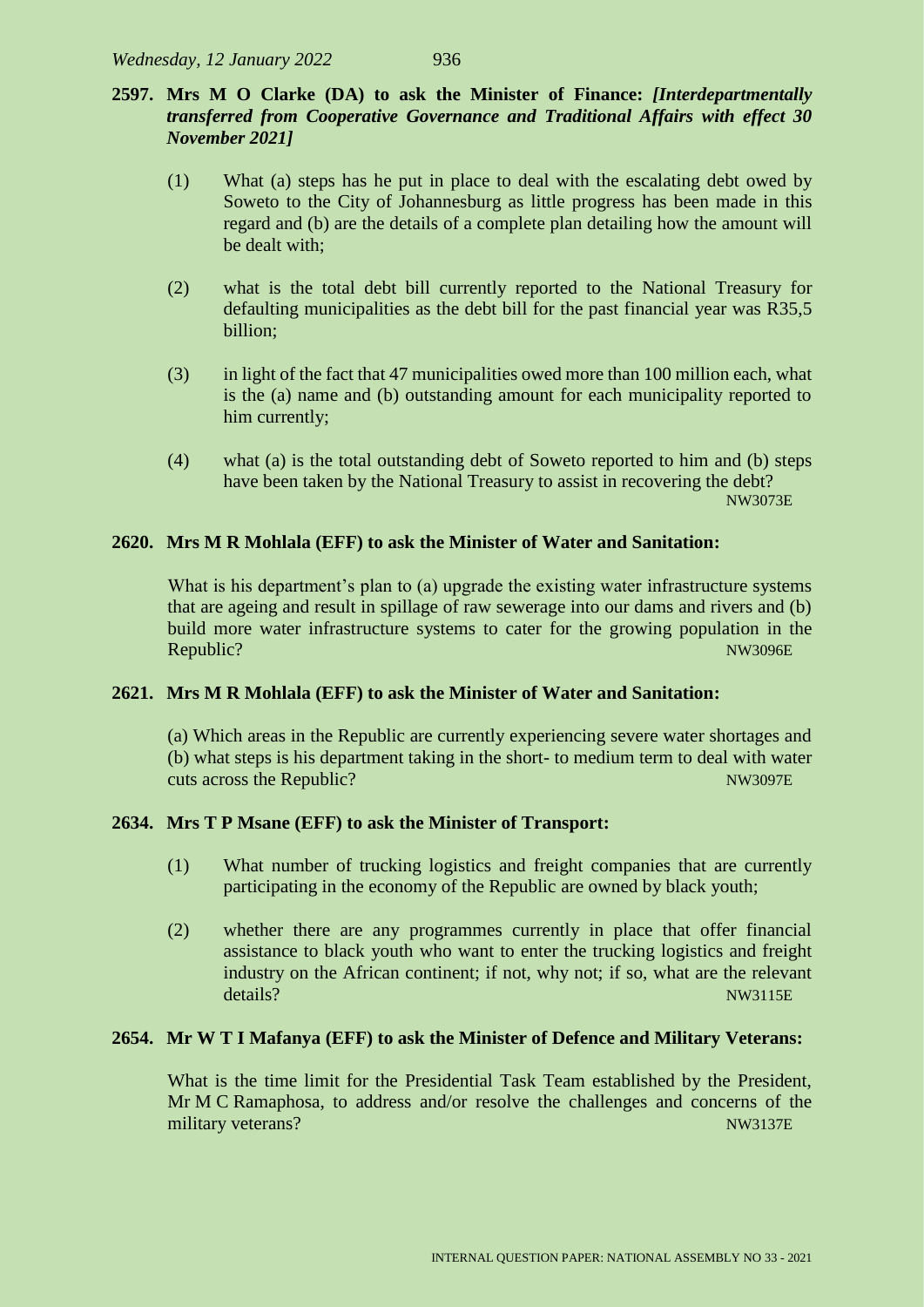**2597. Mrs M O Clarke (DA) to ask the Minister of Finance:** ***[Interdepartmentally transferred from Cooperative Governance and Traditional Affairs with effect 30 November 2021]***

(1) What (a) steps has he put in place to deal with the escalating debt owed by Soweto to the City of Johannesburg as little progress has been made in this regard and (b) are the details of a complete plan detailing how the amount will be dealt with;

(2) what is the total debt bill currently reported to the National Treasury for defaulting municipalities as the debt bill for the past financial year was R35,5 billion;

(3) in light of the fact that 47 municipalities owed more than 100 million each, what is the (a) name and (b) outstanding amount for each municipality reported to him currently;

(4) what (a) is the total outstanding debt of Soweto reported to him and (b) steps have been taken by the National Treasury to assist in recovering the debt?

NW3073E

**2620. Mrs M R Mohlala (EFF) to ask the Minister of Water and Sanitation:**

What is his department's plan to (a) upgrade the existing water infrastructure systems that are ageing and result in spillage of raw sewerage into our dams and rivers and (b) build more water infrastructure systems to cater for the growing population in the Republic?

NW3096E

**2621. Mrs M R Mohlala (EFF) to ask the Minister of Water and Sanitation:**

(a) Which areas in the Republic are currently experiencing severe water shortages and (b) what steps is his department taking in the short- to medium term to deal with water cuts across the Republic?

NW3097E

**2634. Mrs T P Msane (EFF) to ask the Minister of Transport:**

(1) What number of trucking logistics and freight companies that are currently participating in the economy of the Republic are owned by black youth;

(2) whether there are any programmes currently in place that offer financial assistance to black youth who want to enter the trucking logistics and freight industry on the African continent; if not, why not; if so, what are the relevant details?

NW3115E

**2654. Mr W T I Mafanya (EFF) to ask the Minister of Defence and Military Veterans:**

What is the time limit for the Presidential Task Team established by the President, Mr M C Ramaphosa, to address and/or resolve the challenges and concerns of the military veterans?

NW3137E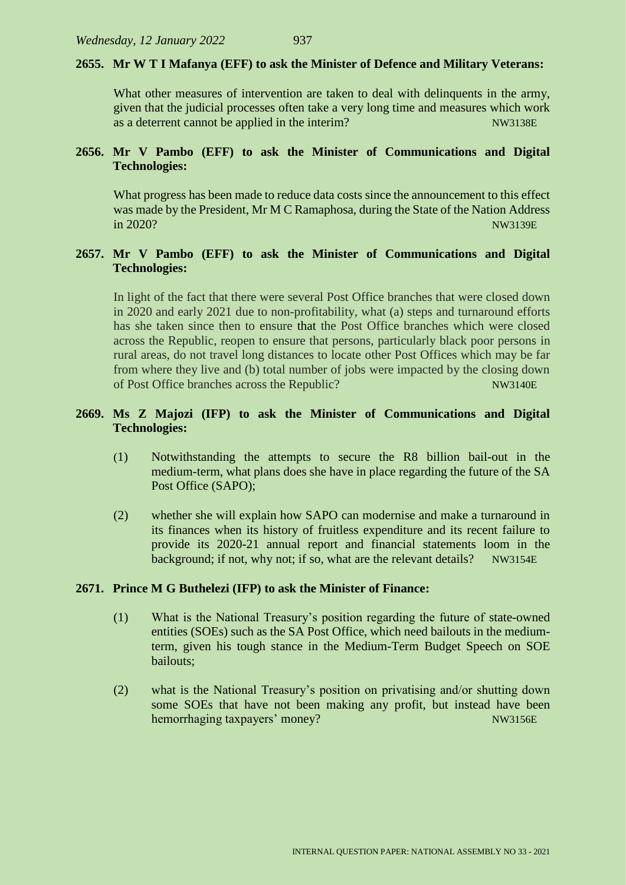**2655. Mr W T I Mafanya (EFF) to ask the Minister of Defence and Military Veterans:**

What other measures of intervention are taken to deal with delinquents in the army, given that the judicial processes often take a very long time and measures which work as a deterrent cannot be applied in the interim? NW3138E

**2656. Mr V Pambo (EFF) to ask the Minister of Communications and Digital Technologies:**

What progress has been made to reduce data costs since the announcement to this effect was made by the President, Mr M C Ramaphosa, during the State of the Nation Address in 2020? NW3139E

**2657. Mr V Pambo (EFF) to ask the Minister of Communications and Digital Technologies:**

In light of the fact that there were several Post Office branches that were closed down in 2020 and early 2021 due to non-profitability, what (a) steps and turnaround efforts has she taken since then to ensure that the Post Office branches which were closed across the Republic, reopen to ensure that persons, particularly black poor persons in rural areas, do not travel long distances to locate other Post Offices which may be far from where they live and (b) total number of jobs were impacted by the closing down of Post Office branches across the Republic? NW3140E

**2669. Ms Z Majozi (IFP) to ask the Minister of Communications and Digital Technologies:**

(1) Notwithstanding the attempts to secure the R8 billion bail-out in the medium-term, what plans does she have in place regarding the future of the SA Post Office (SAPO);

(2) whether she will explain how SAPO can modernise and make a turnaround in its finances when its history of fruitless expenditure and its recent failure to provide its 2020-21 annual report and financial statements loom in the background; if not, why not; if so, what are the relevant details? NW3154E

**2671. Prince M G Buthelezi (IFP) to ask the Minister of Finance:**

(1) What is the National Treasury's position regarding the future of state-owned entities (SOEs) such as the SA Post Office, which need bailouts in the medium-term, given his tough stance in the Medium-Term Budget Speech on SOE bailouts;

(2) what is the National Treasury's position on privatising and/or shutting down some SOEs that have not been making any profit, but instead have been hemorrhaging taxpayers' money? NW3156E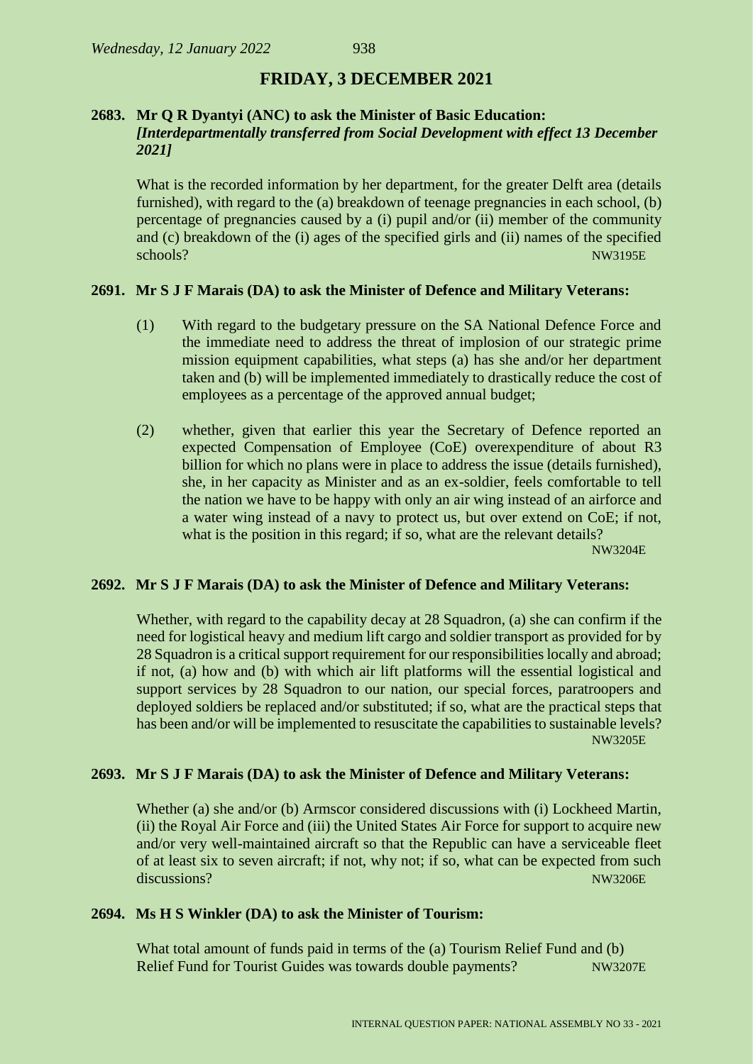## FRIDAY, 3 DECEMBER 2021

**2683. Mr Q R Dyantyi (ANC) to ask the Minister of Basic Education:**
***[Interdepartmentally transferred from Social Development with effect 13 December 2021]***

What is the recorded information by her department, for the greater Delft area (details furnished), with regard to the (a) breakdown of teenage pregnancies in each school, (b) percentage of pregnancies caused by a (i) pupil and/or (ii) member of the community and (c) breakdown of the (i) ages of the specified girls and (ii) names of the specified schools? NW3195E

**2691. Mr S J F Marais (DA) to ask the Minister of Defence and Military Veterans:**

(1) With regard to the budgetary pressure on the SA National Defence Force and the immediate need to address the threat of implosion of our strategic prime mission equipment capabilities, what steps (a) has she and/or her department taken and (b) will be implemented immediately to drastically reduce the cost of employees as a percentage of the approved annual budget;

(2) whether, given that earlier this year the Secretary of Defence reported an expected Compensation of Employee (CoE) overexpenditure of about R3 billion for which no plans were in place to address the issue (details furnished), she, in her capacity as Minister and as an ex-soldier, feels comfortable to tell the nation we have to be happy with only an air wing instead of an airforce and a water wing instead of a navy to protect us, but over extend on CoE; if not, what is the position in this regard; if so, what are the relevant details? NW3204E

**2692. Mr S J F Marais (DA) to ask the Minister of Defence and Military Veterans:**

Whether, with regard to the capability decay at 28 Squadron, (a) she can confirm if the need for logistical heavy and medium lift cargo and soldier transport as provided for by 28 Squadron is a critical support requirement for our responsibilities locally and abroad; if not, (a) how and (b) with which air lift platforms will the essential logistical and support services by 28 Squadron to our nation, our special forces, paratroopers and deployed soldiers be replaced and/or substituted; if so, what are the practical steps that has been and/or will be implemented to resuscitate the capabilities to sustainable levels? NW3205E

**2693. Mr S J F Marais (DA) to ask the Minister of Defence and Military Veterans:**

Whether (a) she and/or (b) Armscor considered discussions with (i) Lockheed Martin, (ii) the Royal Air Force and (iii) the United States Air Force for support to acquire new and/or very well-maintained aircraft so that the Republic can have a serviceable fleet of at least six to seven aircraft; if not, why not; if so, what can be expected from such discussions? NW3206E

**2694. Ms H S Winkler (DA) to ask the Minister of Tourism:**

What total amount of funds paid in terms of the (a) Tourism Relief Fund and (b) Relief Fund for Tourist Guides was towards double payments? NW3207E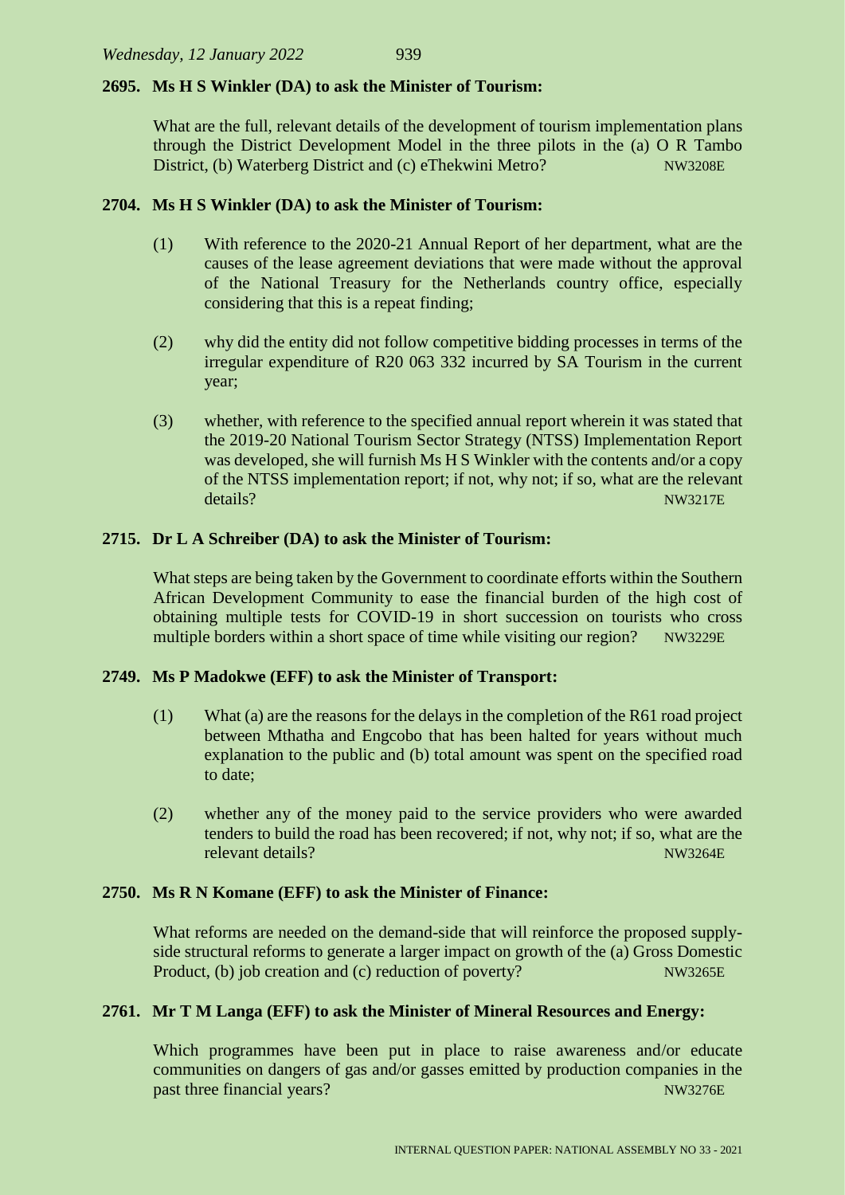**2695. Ms H S Winkler (DA) to ask the Minister of Tourism:**

What are the full, relevant details of the development of tourism implementation plans through the District Development Model in the three pilots in the (a) O R Tambo District, (b) Waterberg District and (c) eThekwini Metro? NW3208E

**2704. Ms H S Winkler (DA) to ask the Minister of Tourism:**

(1) With reference to the 2020-21 Annual Report of her department, what are the causes of the lease agreement deviations that were made without the approval of the National Treasury for the Netherlands country office, especially considering that this is a repeat finding;

(2) why did the entity did not follow competitive bidding processes in terms of the irregular expenditure of R20 063 332 incurred by SA Tourism in the current year;

(3) whether, with reference to the specified annual report wherein it was stated that the 2019-20 National Tourism Sector Strategy (NTSS) Implementation Report was developed, she will furnish Ms H S Winkler with the contents and/or a copy of the NTSS implementation report; if not, why not; if so, what are the relevant details? NW3217E

**2715. Dr L A Schreiber (DA) to ask the Minister of Tourism:**

What steps are being taken by the Government to coordinate efforts within the Southern African Development Community to ease the financial burden of the high cost of obtaining multiple tests for COVID-19 in short succession on tourists who cross multiple borders within a short space of time while visiting our region? NW3229E

**2749. Ms P Madokwe (EFF) to ask the Minister of Transport:**

(1) What (a) are the reasons for the delays in the completion of the R61 road project between Mthatha and Engcobo that has been halted for years without much explanation to the public and (b) total amount was spent on the specified road to date;

(2) whether any of the money paid to the service providers who were awarded tenders to build the road has been recovered; if not, why not; if so, what are the relevant details? NW3264E

**2750. Ms R N Komane (EFF) to ask the Minister of Finance:**

What reforms are needed on the demand-side that will reinforce the proposed supply-side structural reforms to generate a larger impact on growth of the (a) Gross Domestic Product, (b) job creation and (c) reduction of poverty? NW3265E

**2761. Mr T M Langa (EFF) to ask the Minister of Mineral Resources and Energy:**

Which programmes have been put in place to raise awareness and/or educate communities on dangers of gas and/or gasses emitted by production companies in the past three financial years? NW3276E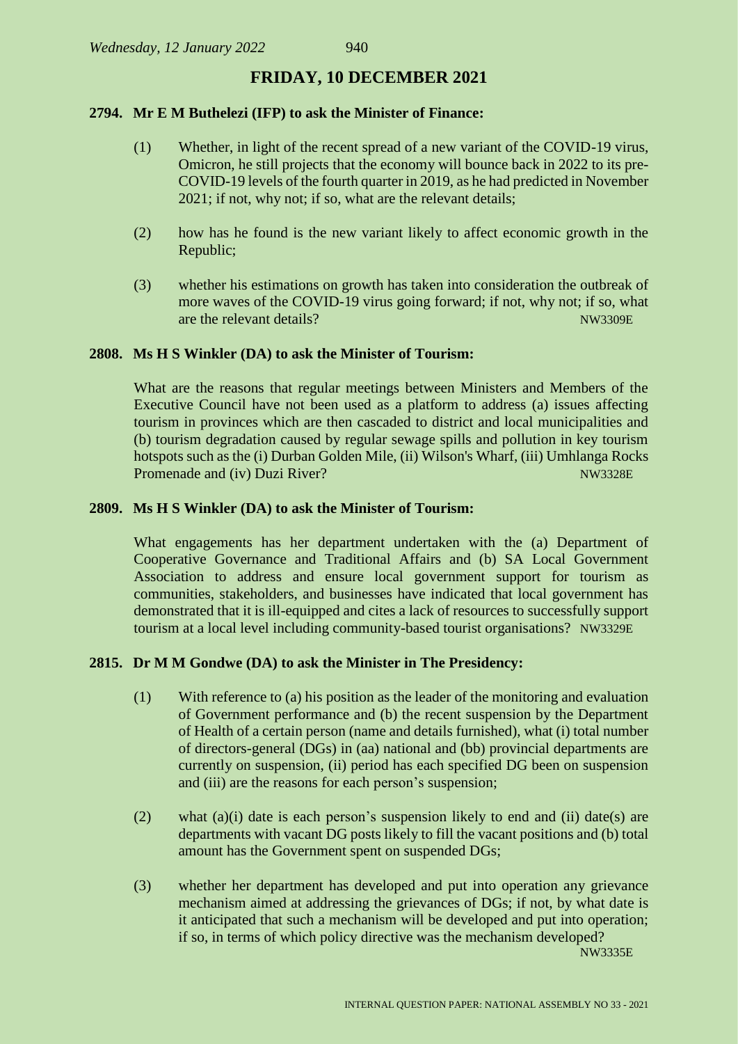## FRIDAY, 10 DECEMBER 2021

**2794. Mr E M Buthelezi (IFP) to ask the Minister of Finance:**

(1) Whether, in light of the recent spread of a new variant of the COVID-19 virus, Omicron, he still projects that the economy will bounce back in 2022 to its pre-COVID-19 levels of the fourth quarter in 2019, as he had predicted in November 2021; if not, why not; if so, what are the relevant details;

(2) how has he found is the new variant likely to affect economic growth in the Republic;

(3) whether his estimations on growth has taken into consideration the outbreak of more waves of the COVID-19 virus going forward; if not, why not; if so, what are the relevant details? NW3309E

**2808. Ms H S Winkler (DA) to ask the Minister of Tourism:**

What are the reasons that regular meetings between Ministers and Members of the Executive Council have not been used as a platform to address (a) issues affecting tourism in provinces which are then cascaded to district and local municipalities and (b) tourism degradation caused by regular sewage spills and pollution in key tourism hotspots such as the (i) Durban Golden Mile, (ii) Wilson's Wharf, (iii) Umhlanga Rocks Promenade and (iv) Duzi River? NW3328E

**2809. Ms H S Winkler (DA) to ask the Minister of Tourism:**

What engagements has her department undertaken with the (a) Department of Cooperative Governance and Traditional Affairs and (b) SA Local Government Association to address and ensure local government support for tourism as communities, stakeholders, and businesses have indicated that local government has demonstrated that it is ill-equipped and cites a lack of resources to successfully support tourism at a local level including community-based tourist organisations? NW3329E

**2815. Dr M M Gondwe (DA) to ask the Minister in The Presidency:**

(1) With reference to (a) his position as the leader of the monitoring and evaluation of Government performance and (b) the recent suspension by the Department of Health of a certain person (name and details furnished), what (i) total number of directors-general (DGs) in (aa) national and (bb) provincial departments are currently on suspension, (ii) period has each specified DG been on suspension and (iii) are the reasons for each person's suspension;

(2) what (a)(i) date is each person's suspension likely to end and (ii) date(s) are departments with vacant DG posts likely to fill the vacant positions and (b) total amount has the Government spent on suspended DGs;

(3) whether her department has developed and put into operation any grievance mechanism aimed at addressing the grievances of DGs; if not, by what date is it anticipated that such a mechanism will be developed and put into operation; if so, in terms of which policy directive was the mechanism developed? NW3335E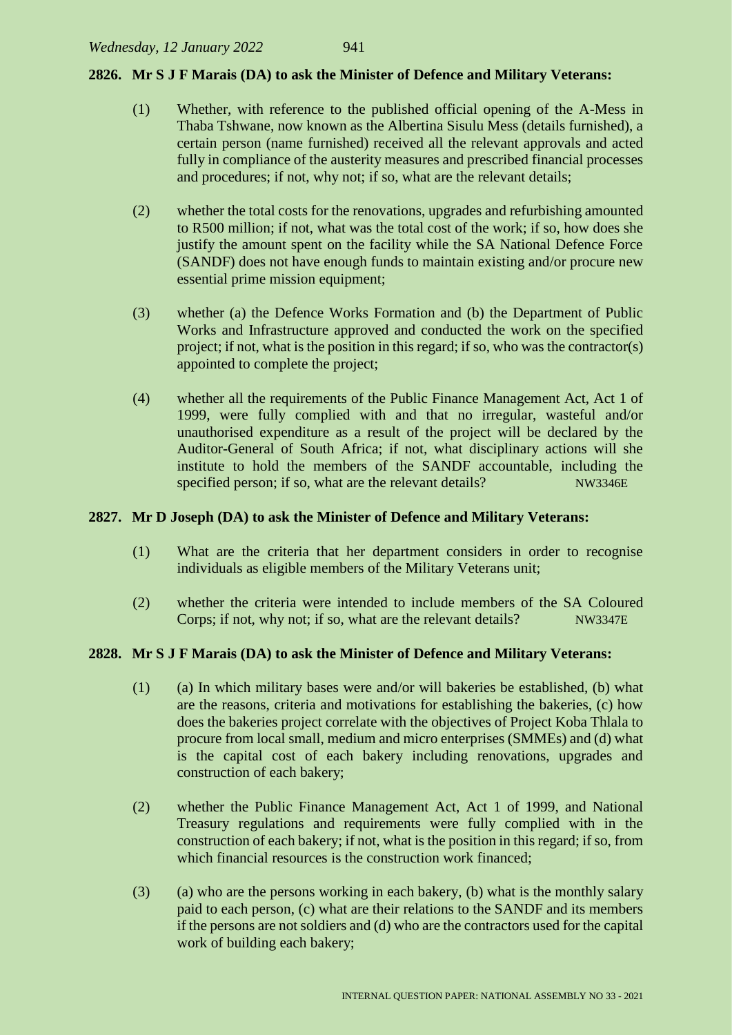**2826. Mr S J F Marais (DA) to ask the Minister of Defence and Military Veterans:**

(1) Whether, with reference to the published official opening of the A-Mess in Thaba Tshwane, now known as the Albertina Sisulu Mess (details furnished), a certain person (name furnished) received all the relevant approvals and acted fully in compliance of the austerity measures and prescribed financial processes and procedures; if not, why not; if so, what are the relevant details;

(2) whether the total costs for the renovations, upgrades and refurbishing amounted to R500 million; if not, what was the total cost of the work; if so, how does she justify the amount spent on the facility while the SA National Defence Force (SANDF) does not have enough funds to maintain existing and/or procure new essential prime mission equipment;

(3) whether (a) the Defence Works Formation and (b) the Department of Public Works and Infrastructure approved and conducted the work on the specified project; if not, what is the position in this regard; if so, who was the contractor(s) appointed to complete the project;

(4) whether all the requirements of the Public Finance Management Act, Act 1 of 1999, were fully complied with and that no irregular, wasteful and/or unauthorised expenditure as a result of the project will be declared by the Auditor-General of South Africa; if not, what disciplinary actions will she institute to hold the members of the SANDF accountable, including the specified person; if so, what are the relevant details? NW3346E

**2827. Mr D Joseph (DA) to ask the Minister of Defence and Military Veterans:**

(1) What are the criteria that her department considers in order to recognise individuals as eligible members of the Military Veterans unit;

(2) whether the criteria were intended to include members of the SA Coloured Corps; if not, why not; if so, what are the relevant details? NW3347E

**2828. Mr S J F Marais (DA) to ask the Minister of Defence and Military Veterans:**

(1) (a) In which military bases were and/or will bakeries be established, (b) what are the reasons, criteria and motivations for establishing the bakeries, (c) how does the bakeries project correlate with the objectives of Project Koba Thlala to procure from local small, medium and micro enterprises (SMMEs) and (d) what is the capital cost of each bakery including renovations, upgrades and construction of each bakery;

(2) whether the Public Finance Management Act, Act 1 of 1999, and National Treasury regulations and requirements were fully complied with in the construction of each bakery; if not, what is the position in this regard; if so, from which financial resources is the construction work financed;

(3) (a) who are the persons working in each bakery, (b) what is the monthly salary paid to each person, (c) what are their relations to the SANDF and its members if the persons are not soldiers and (d) who are the contractors used for the capital work of building each bakery;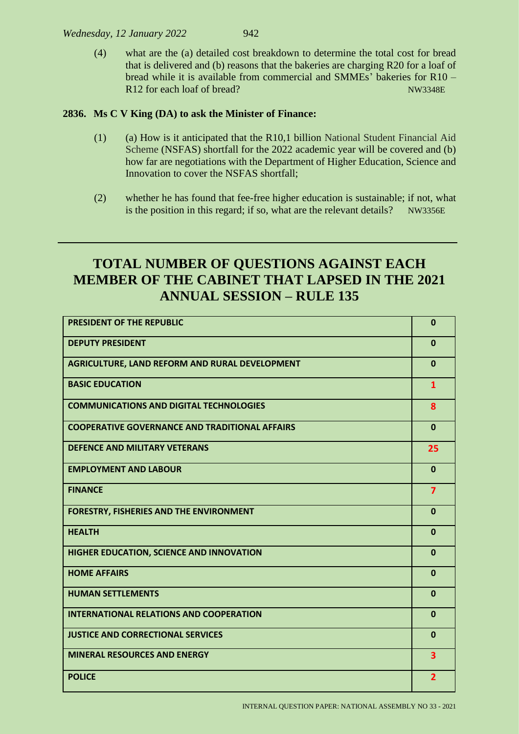(4) what are the (a) detailed cost breakdown to determine the total cost for bread that is delivered and (b) reasons that the bakeries are charging R20 for a loaf of bread while it is available from commercial and SMMEs' bakeries for R10 – R12 for each loaf of bread? NW3348E

**2836. Ms C V King (DA) to ask the Minister of Finance:**

(1) (a) How is it anticipated that the R10,1 billion National Student Financial Aid Scheme (NSFAS) shortfall for the 2022 academic year will be covered and (b) how far are negotiations with the Department of Higher Education, Science and Innovation to cover the NSFAS shortfall;

(2) whether he has found that fee-free higher education is sustainable; if not, what is the position in this regard; if so, what are the relevant details? NW3356E

---

# TOTAL NUMBER OF QUESTIONS AGAINST EACH MEMBER OF THE CABINET THAT LAPSED IN THE 2021 ANNUAL SESSION – RULE 135

| | |
|---|---|
| **PRESIDENT OF THE REPUBLIC** | **0** |
| **DEPUTY PRESIDENT** | **0** |
| **AGRICULTURE, LAND REFORM AND RURAL DEVELOPMENT** | **0** |
| **BASIC EDUCATION** | **1** |
| **COMMUNICATIONS AND DIGITAL TECHNOLOGIES** | **8** |
| **COOPERATIVE GOVERNANCE AND TRADITIONAL AFFAIRS** | **0** |
| **DEFENCE AND MILITARY VETERANS** | **25** |
| **EMPLOYMENT AND LABOUR** | **0** |
| **FINANCE** | **7** |
| **FORESTRY, FISHERIES AND THE ENVIRONMENT** | **0** |
| **HEALTH** | **0** |
| **HIGHER EDUCATION, SCIENCE AND INNOVATION** | **0** |
| **HOME AFFAIRS** | **0** |
| **HUMAN SETTLEMENTS** | **0** |
| **INTERNATIONAL RELATIONS AND COOPERATION** | **0** |
| **JUSTICE AND CORRECTIONAL SERVICES** | **0** |
| **MINERAL RESOURCES AND ENERGY** | **3** |
| **POLICE** | **2** |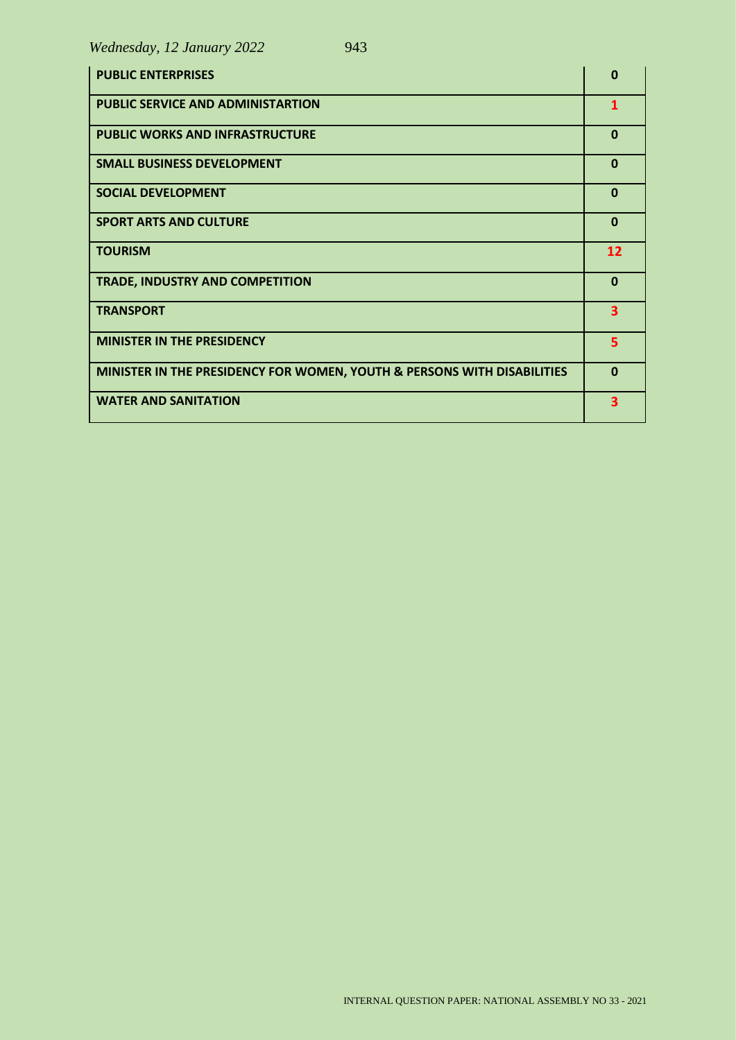| | |
|---|---|
| **PUBLIC ENTERPRISES** | **0** |
| **PUBLIC SERVICE AND ADMINISTARTION** | **1** |
| **PUBLIC WORKS AND INFRASTRUCTURE** | **0** |
| **SMALL BUSINESS DEVELOPMENT** | **0** |
| **SOCIAL DEVELOPMENT** | **0** |
| **SPORT ARTS AND CULTURE** | **0** |
| **TOURISM** | **12** |
| **TRADE, INDUSTRY AND COMPETITION** | **0** |
| **TRANSPORT** | **3** |
| **MINISTER IN THE PRESIDENCY** | **5** |
| **MINISTER IN THE PRESIDENCY FOR WOMEN, YOUTH & PERSONS WITH DISABILITIES** | **0** |
| **WATER AND SANITATION** | **3** |